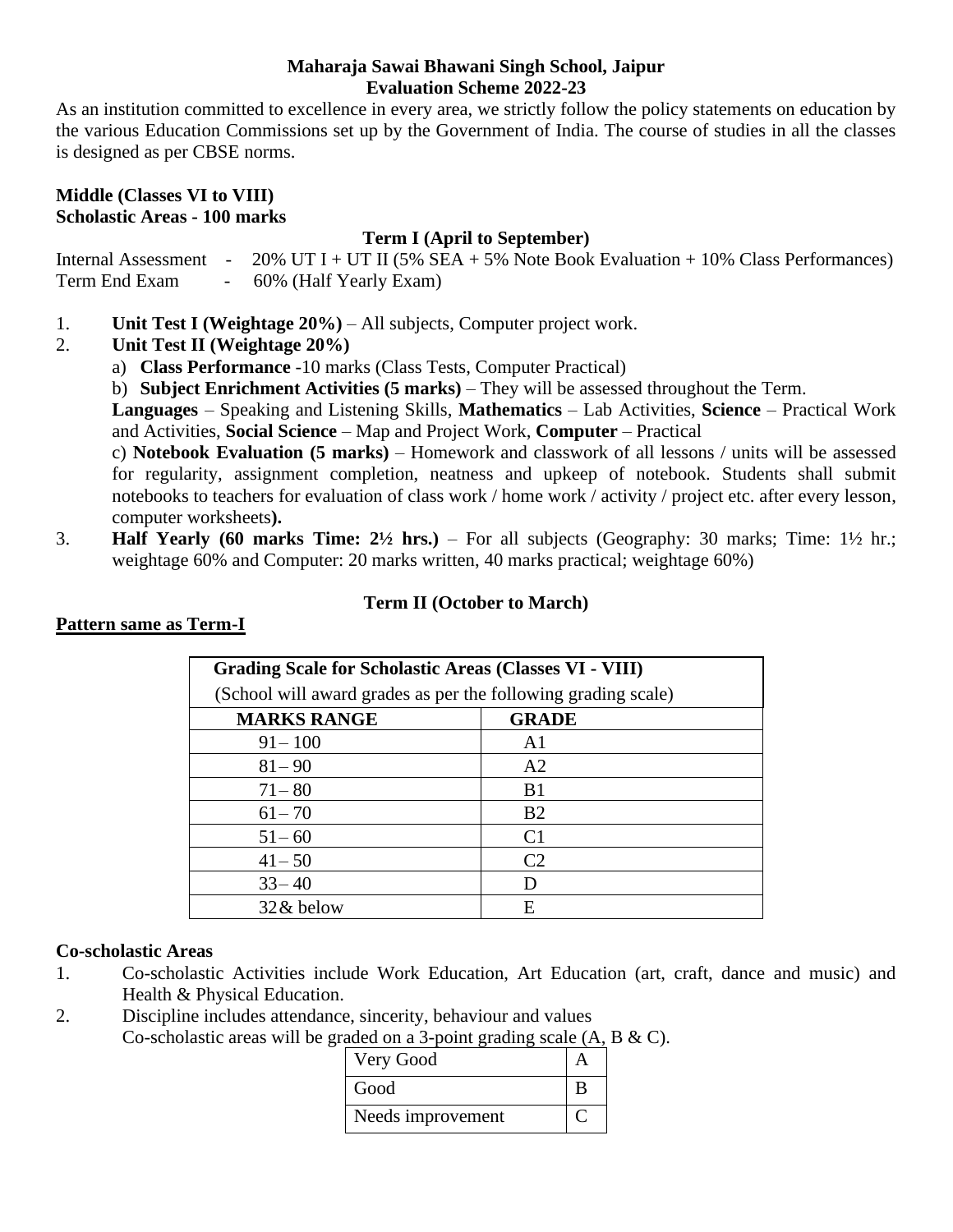# Maharaja Sawai Bhawani Singh School, Jaipur
## Evaluation Scheme 2022-23

As an institution committed to excellence in every area, we strictly follow the policy statements on education by the various Education Commissions set up by the Government of India. The course of studies in all the classes is designed as per CBSE norms.

**Middle (Classes VI to VIII)**
**Scholastic Areas - 100 marks**

### Term I (April to September)

Internal Assessment - 20% UT I + UT II (5% SEA + 5% Note Book Evaluation + 10% Class Performances)
Term End Exam - 60% (Half Yearly Exam)

1. **Unit Test I (Weightage 20%)** – All subjects, Computer project work.
2. **Unit Test II (Weightage 20%)**
   a) **Class Performance** -10 marks (Class Tests, Computer Practical)
   b) **Subject Enrichment Activities (5 marks)** – They will be assessed throughout the Term.
   **Languages** – Speaking and Listening Skills, **Mathematics** – Lab Activities, **Science** – Practical Work and Activities, **Social Science** – Map and Project Work, **Computer** – Practical
   c) **Notebook Evaluation (5 marks)** – Homework and classwork of all lessons / units will be assessed for regularity, assignment completion, neatness and upkeep of notebook. Students shall submit notebooks to teachers for evaluation of class work / home work / activity / project etc. after every lesson, computer worksheets**).**
3. **Half Yearly (60 marks Time: 2½ hrs.)** – For all subjects (Geography: 30 marks; Time: 1½ hr.; weightage 60% and Computer: 20 marks written, 40 marks practical; weightage 60%)

### Term II (October to March)

**Pattern same as Term-I**

| **Grading Scale for Scholastic Areas (Classes VI - VIII)** (School will award grades as per the following grading scale) | |
|---|---|
| **MARKS RANGE** | **GRADE** |
| 91 – 100 | A1 |
| 81 – 90 | A2 |
| 71 – 80 | B1 |
| 61 – 70 | B2 |
| 51 – 60 | C1 |
| 41 – 50 | C2 |
| 33 – 40 | D |
| 32 & below | E |

**Co-scholastic Areas**

1. Co-scholastic Activities include Work Education, Art Education (art, craft, dance and music) and Health & Physical Education.
2. Discipline includes attendance, sincerity, behaviour and values
   Co-scholastic areas will be graded on a 3-point grading scale (A, B & C).

| Very Good | A |
|---|---|
| Good | B |
| Needs improvement | C |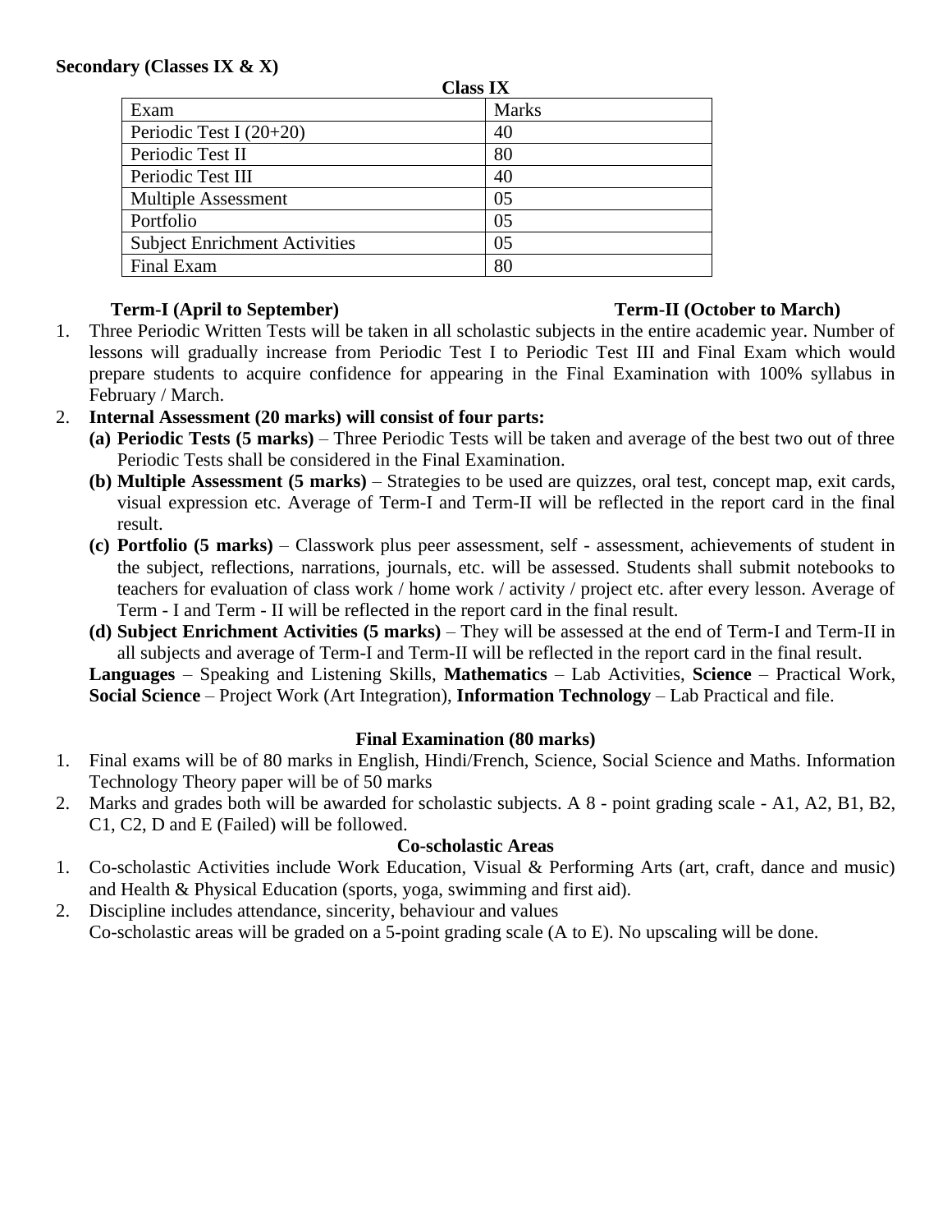**Secondary (Classes IX & X)**

**Class IX**

| Exam | Marks |
|---|---|
| Periodic Test I (20+20) | 40 |
| Periodic Test II | 80 |
| Periodic Test III | 40 |
| Multiple Assessment | 05 |
| Portfolio | 05 |
| Subject Enrichment Activities | 05 |
| Final Exam | 80 |

**Term-I (April to September)** **Term-II (October to March)**

1. Three Periodic Written Tests will be taken in all scholastic subjects in the entire academic year. Number of lessons will gradually increase from Periodic Test I to Periodic Test III and Final Exam which would prepare students to acquire confidence for appearing in the Final Examination with 100% syllabus in February / March.
2. **Internal Assessment (20 marks) will consist of four parts:**
   **(a) Periodic Tests (5 marks)** – Three Periodic Tests will be taken and average of the best two out of three Periodic Tests shall be considered in the Final Examination.
   **(b) Multiple Assessment (5 marks)** – Strategies to be used are quizzes, oral test, concept map, exit cards, visual expression etc. Average of Term-I and Term-II will be reflected in the report card in the final result.
   **(c) Portfolio (5 marks)** – Classwork plus peer assessment, self - assessment, achievements of student in the subject, reflections, narrations, journals, etc. will be assessed. Students shall submit notebooks to teachers for evaluation of class work / home work / activity / project etc. after every lesson. Average of Term - I and Term - II will be reflected in the report card in the final result.
   **(d) Subject Enrichment Activities (5 marks)** – They will be assessed at the end of Term-I and Term-II in all subjects and average of Term-I and Term-II will be reflected in the report card in the final result.
   **Languages** – Speaking and Listening Skills, **Mathematics** – Lab Activities, **Science** – Practical Work, **Social Science** – Project Work (Art Integration), **Information Technology** – Lab Practical and file.

**Final Examination (80 marks)**

1. Final exams will be of 80 marks in English, Hindi/French, Science, Social Science and Maths. Information Technology Theory paper will be of 50 marks
2. Marks and grades both will be awarded for scholastic subjects. A 8 - point grading scale - A1, A2, B1, B2, C1, C2, D and E (Failed) will be followed.

**Co-scholastic Areas**

1. Co-scholastic Activities include Work Education, Visual & Performing Arts (art, craft, dance and music) and Health & Physical Education (sports, yoga, swimming and first aid).
2. Discipline includes attendance, sincerity, behaviour and values
   Co-scholastic areas will be graded on a 5-point grading scale (A to E). No upscaling will be done.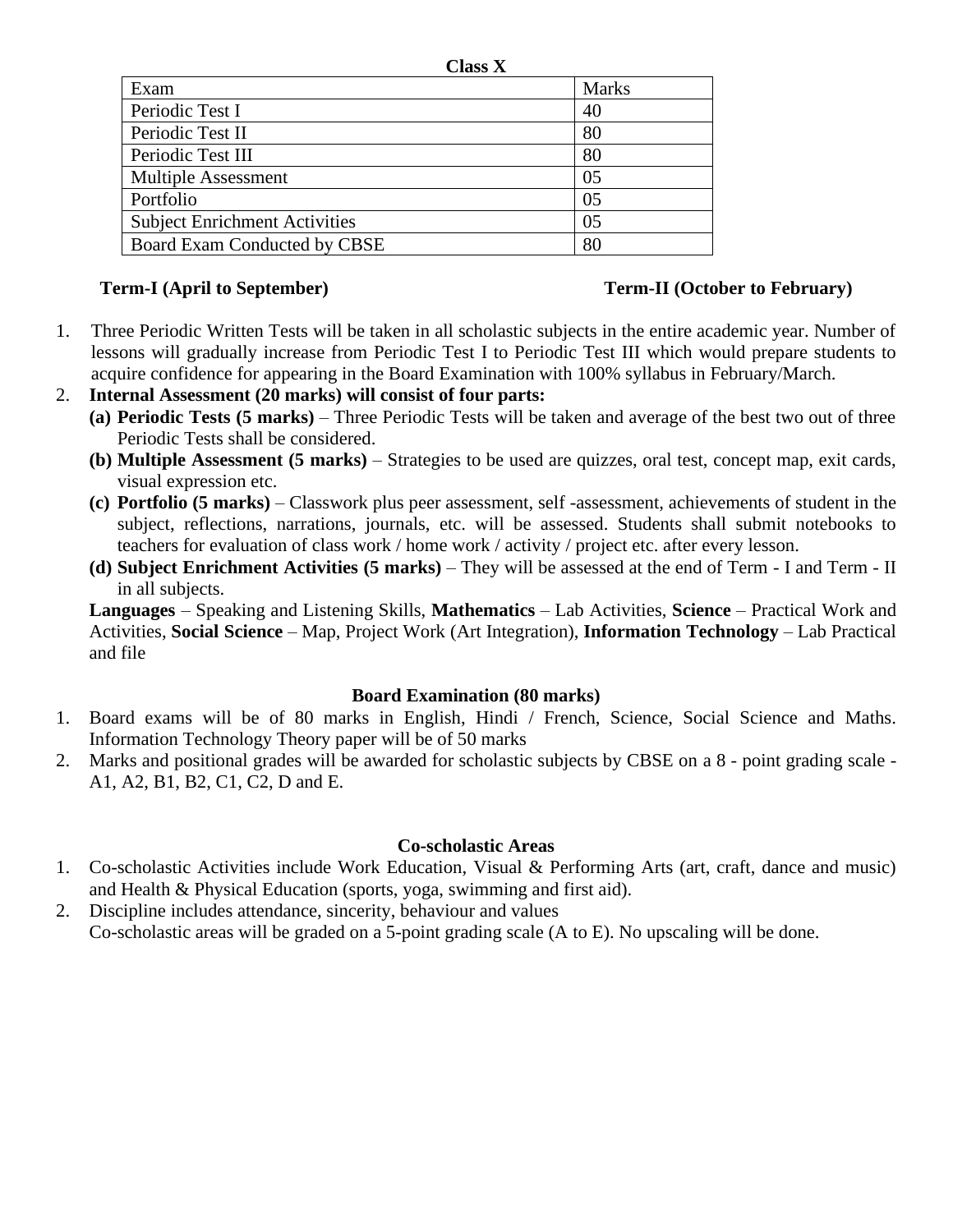**Class X**

| Exam | Marks |
|---|---|
| Periodic Test I | 40 |
| Periodic Test II | 80 |
| Periodic Test III | 80 |
| Multiple Assessment | 05 |
| Portfolio | 05 |
| Subject Enrichment Activities | 05 |
| Board Exam Conducted by CBSE | 80 |

**Term-I (April to September)** **Term-II (October to February)**

1. Three Periodic Written Tests will be taken in all scholastic subjects in the entire academic year. Number of lessons will gradually increase from Periodic Test I to Periodic Test III which would prepare students to acquire confidence for appearing in the Board Examination with 100% syllabus in February/March.
2. **Internal Assessment (20 marks) will consist of four parts:**
   **(a) Periodic Tests (5 marks)** – Three Periodic Tests will be taken and average of the best two out of three Periodic Tests shall be considered.
   **(b) Multiple Assessment (5 marks)** – Strategies to be used are quizzes, oral test, concept map, exit cards, visual expression etc.
   **(c) Portfolio (5 marks)** – Classwork plus peer assessment, self -assessment, achievements of student in the subject, reflections, narrations, journals, etc. will be assessed. Students shall submit notebooks to teachers for evaluation of class work / home work / activity / project etc. after every lesson.
   **(d) Subject Enrichment Activities (5 marks)** – They will be assessed at the end of Term - I and Term - II in all subjects.
   **Languages** – Speaking and Listening Skills, **Mathematics** – Lab Activities, **Science** – Practical Work and Activities, **Social Science** – Map, Project Work (Art Integration), **Information Technology** – Lab Practical and file

**Board Examination (80 marks)**

1. Board exams will be of 80 marks in English, Hindi / French, Science, Social Science and Maths. Information Technology Theory paper will be of 50 marks
2. Marks and positional grades will be awarded for scholastic subjects by CBSE on a 8 - point grading scale - A1, A2, B1, B2, C1, C2, D and E.

**Co-scholastic Areas**

1. Co-scholastic Activities include Work Education, Visual & Performing Arts (art, craft, dance and music) and Health & Physical Education (sports, yoga, swimming and first aid).
2. Discipline includes attendance, sincerity, behaviour and values
   Co-scholastic areas will be graded on a 5-point grading scale (A to E). No upscaling will be done.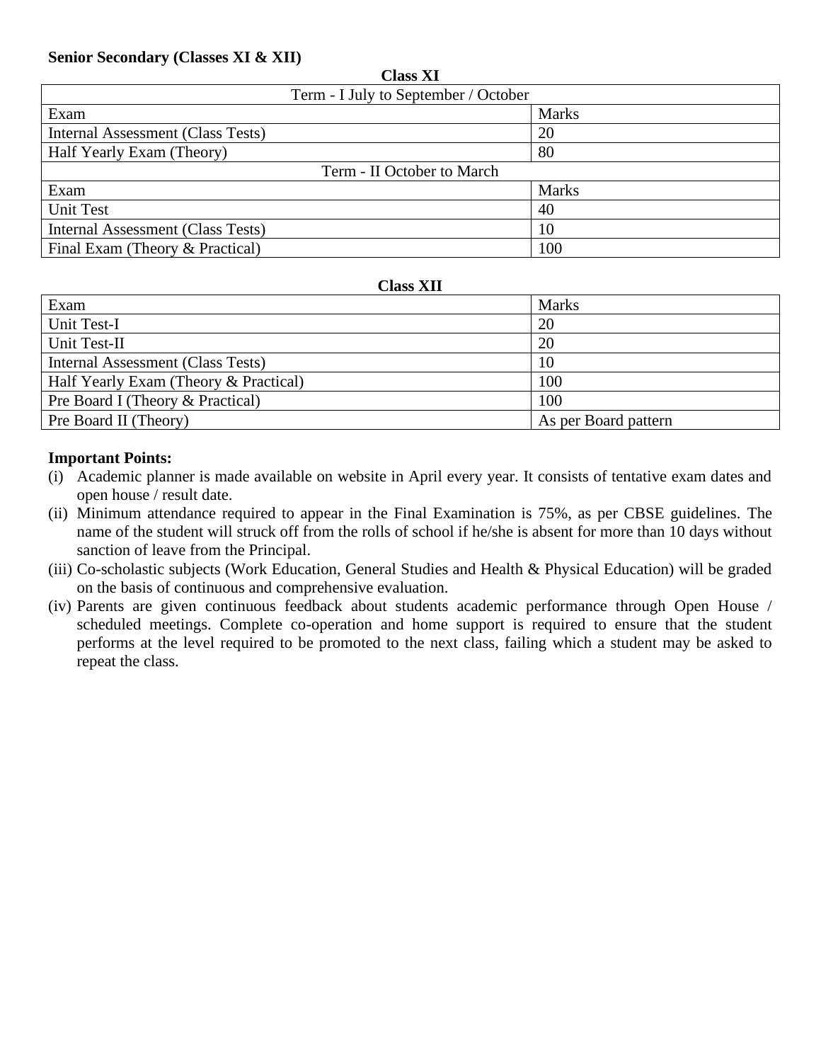**Senior Secondary (Classes XI & XII)**

**Class XI**

| Term - I July to September / October | |
|---|---|
| Exam | Marks |
| Internal Assessment (Class Tests) | 20 |
| Half Yearly Exam (Theory) | 80 |
| Term - II October to March | |
| Exam | Marks |
| Unit Test | 40 |
| Internal Assessment (Class Tests) | 10 |
| Final Exam (Theory & Practical) | 100 |

**Class XII**

| Exam | Marks |
|---|---|
| Unit Test-I | 20 |
| Unit Test-II | 20 |
| Internal Assessment (Class Tests) | 10 |
| Half Yearly Exam (Theory & Practical) | 100 |
| Pre Board I (Theory & Practical) | 100 |
| Pre Board II (Theory) | As per Board pattern |

**Important Points:**

(i) Academic planner is made available on website in April every year. It consists of tentative exam dates and open house / result date.

(ii) Minimum attendance required to appear in the Final Examination is 75%, as per CBSE guidelines. The name of the student will struck off from the rolls of school if he/she is absent for more than 10 days without sanction of leave from the Principal.

(iii) Co-scholastic subjects (Work Education, General Studies and Health & Physical Education) will be graded on the basis of continuous and comprehensive evaluation.

(iv) Parents are given continuous feedback about students academic performance through Open House / scheduled meetings. Complete co-operation and home support is required to ensure that the student performs at the level required to be promoted to the next class, failing which a student may be asked to repeat the class.